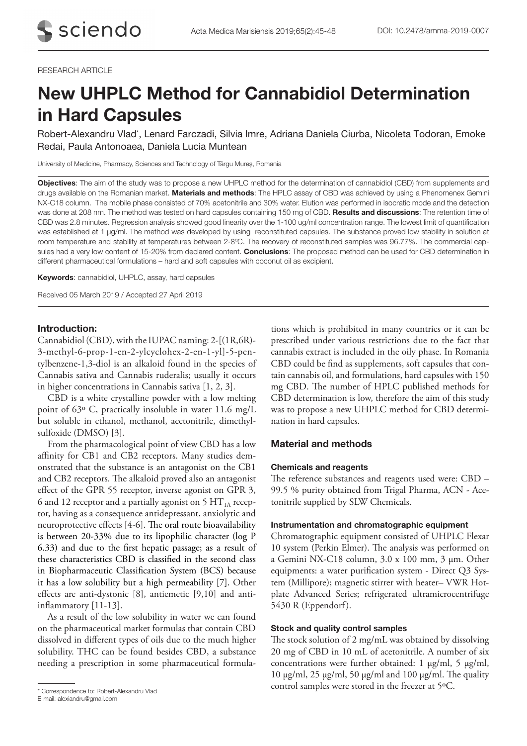RESEARCH ARTICLE

# New UHPLC Method for Cannabidiol Determination in Hard Capsules

Robert-Alexandru Vlad*, Lenard Farczadi, Silvia Imre, Adriana Daniela Ciurba, Nicoleta Todoran, Emoke Redai, Paula Antonoaea, Daniela Lucia Muntean

University of Medicine, Pharmacy, Sciences and Technology of Târgu Mureş, Romania

**Objectives**: The aim of the study was to propose a new UHPLC method for the determination of cannabidiol (CBD) from supplements and drugs available on the Romanian market. **Materials and methods**: The HPLC assay of CBD was achieved by using a Phenomenex Gemini NX-C18 column. The mobile phase consisted of 70% acetonitrile and 30% water. Elution was performed in isocratic mode and the detection was done at 208 nm. The method was tested on hard capsules containing 150 mg of CBD. **Results and discussions**: The retention time of CBD was 2.8 minutes. Regression analysis showed good linearity over the 1-100 ug/ml concentration range. The lowest limit of quantification was established at 1 µg/ml. The method was developed by using reconstituted capsules. The substance proved low stability in solution at room temperature and stability at temperatures between 2-8ºC. The recovery of reconstituted samples was 96.77%. The commercial capsules had a very low content of 15-20% from declared content. **Conclusions**: The proposed method can be used for CBD determination in different pharmaceutical formulations – hard and soft capsules with coconut oil as excipient.

**Keywords**: cannabidiol, UHPLC, assay, hard capsules

Received 05 March 2019 / Accepted 27 April 2019

## Introduction:

Cannabidiol (CBD), with the IUPAC naming: 2-[(1R,6R)-3-methyl-6-prop-1-en-2-ylcyclohex-2-en-1-yl]-5-pentylbenzene-1,3-diol is an alkaloid found in the species of Cannabis sativa and Cannabis ruderalis; usually it occurs in higher concentrations in Cannabis sativa [1, 2, 3].

CBD is a white crystalline powder with a low melting point of 63º C, practically insoluble in water 11.6 mg/L but soluble in ethanol, methanol, acetonitrile, dimethylsulfoxide (DMSO) [3].

From the pharmacological point of view CBD has a low affinity for CB1 and CB2 receptors. Many studies demonstrated that the substance is an antagonist on the CB1 and CB2 receptors. The alkaloid proved also an antagonist effect of the GPR 55 receptor, inverse agonist on GPR 3, 6 and 12 receptor and a partially agonist on 5 $HT_{1A}$ receptor, having as a consequence antidepressant, anxiolytic and neuroprotective effects [4-6]. The oral route bioavailability is between 20-33% due to its lipophilic character (log P 6.33) and due to the first hepatic passage; as a result of these characteristics CBD is classified in the second class in Biopharmaceutic Classification System (BCS) because it has a low solubility but a high permeability [7]. Other effects are anti-dystonic [8], antiemetic [9,10] and anti-inflammatory [11-13].

As a result of the low solubility in water we can found on the pharmaceutical market formulas that contain CBD dissolved in different types of oils due to the much higher solubility. THC can be found besides CBD, a substance needing a prescription in some pharmaceutical formulations which is prohibited in many countries or it can be prescribed under various restrictions due to the fact that cannabis extract is included in the oily phase. In Romania CBD could be find as supplements, soft capsules that contain cannabis oil, and formulations, hard capsules with 150 mg CBD. The number of HPLC published methods for CBD determination is low, therefore the aim of this study was to propose a new UHPLC method for CBD determination in hard capsules.

## Material and methods

### Chemicals and reagents

The reference substances and reagents used were: CBD – 99.5 % purity obtained from Trigal Pharma, ACN - Acetonitrile supplied by SLW Chemicals.

### Instrumentation and chromatographic equipment

Chromatographic equipment consisted of UHPLC Flexar 10 system (Perkin Elmer). The analysis was performed on a Gemini NX-C18 column, 3.0 x 100 mm, 3 µm. Other equipments: a water purification system - Direct Q3 System (Millipore); magnetic stirrer with heater– VWR Hotplate Advanced Series; refrigerated ultramicrocentrifuge 5430 R (Eppendorf).

### Stock and quality control samples

The stock solution of 2 mg/mL was obtained by dissolving 20 mg of CBD in 10 mL of acetonitrile. A number of six concentrations were further obtained: 1 µg/ml, 5 µg/ml, 10 µg/ml, 25 µg/ml, 50 µg/ml and 100 µg/ml. The quality control samples were stored in the freezer at 5ºC.

\* Correspondence to: Robert-Alexandru Vlad
E-mail: alexiandru@gmail.com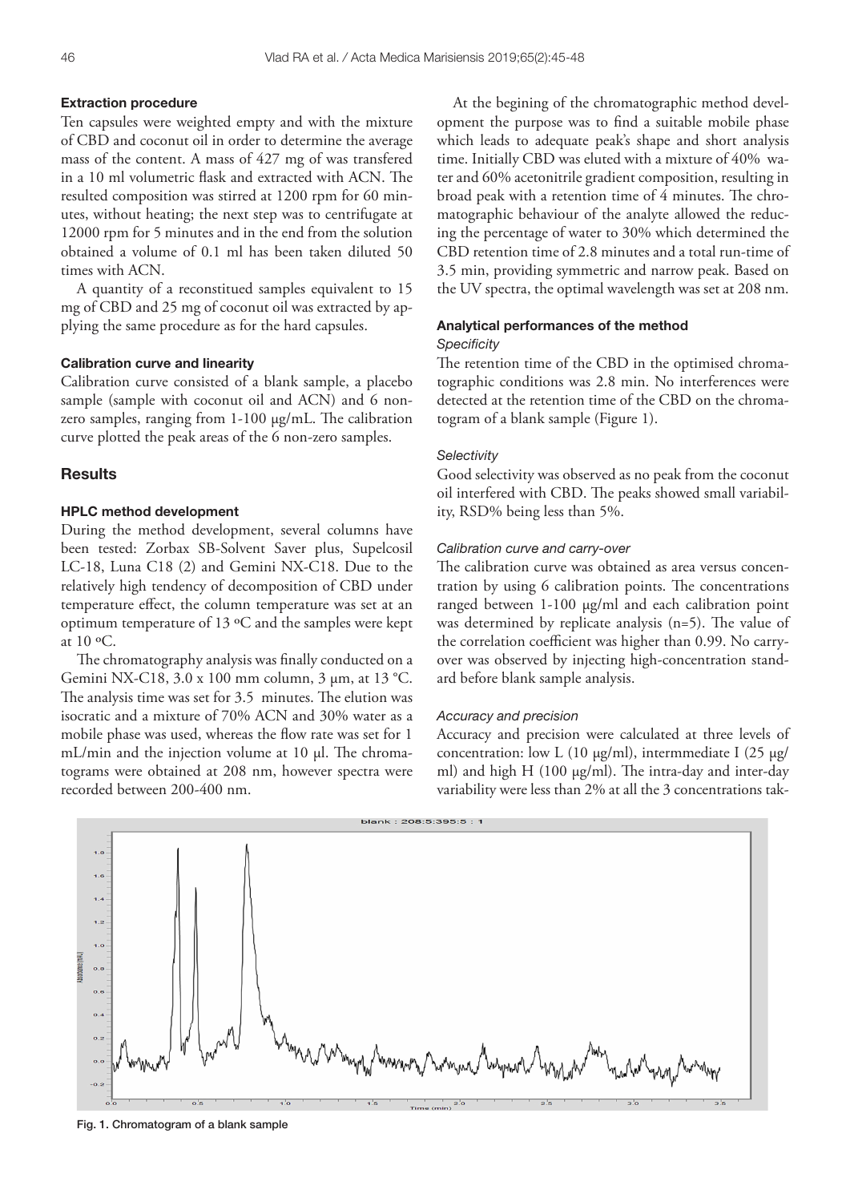### Extraction procedure

Ten capsules were weighted empty and with the mixture of CBD and coconut oil in order to determine the average mass of the content. A mass of 427 mg of was transfered in a 10 ml volumetric flask and extracted with ACN. The resulted composition was stirred at 1200 rpm for 60 minutes, without heating; the next step was to centrifugate at 12000 rpm for 5 minutes and in the end from the solution obtained a volume of 0.1 ml has been taken diluted 50 times with ACN.

A quantity of a reconstitued samples equivalent to 15 mg of CBD and 25 mg of coconut oil was extracted by applying the same procedure as for the hard capsules.

### Calibration curve and linearity

Calibration curve consisted of a blank sample, a placebo sample (sample with coconut oil and ACN) and 6 nonzero samples, ranging from 1-100 µg/mL. The calibration curve plotted the peak areas of the 6 non-zero samples.

## Results

### HPLC method development

During the method development, several columns have been tested: Zorbax SB-Solvent Saver plus, Supelcosil LC-18, Luna C18 (2) and Gemini NX-C18. Due to the relatively high tendency of decomposition of CBD under temperature effect, the column temperature was set at an optimum temperature of 13 ºC and the samples were kept at 10 ºC.

The chromatography analysis was finally conducted on a Gemini NX-C18, 3.0 x 100 mm column, 3 µm, at 13 °C. The analysis time was set for 3.5 minutes. The elution was isocratic and a mixture of 70% ACN and 30% water as a mobile phase was used, whereas the flow rate was set for 1 mL/min and the injection volume at 10 µl. The chromatograms were obtained at 208 nm, however spectra were recorded between 200-400 nm.

At the begining of the chromatographic method development the purpose was to find a suitable mobile phase which leads to adequate peak's shape and short analysis time. Initially CBD was eluted with a mixture of 40% water and 60% acetonitrile gradient composition, resulting in broad peak with a retention time of 4 minutes. The chromatographic behaviour of the analyte allowed the reducing the percentage of water to 30% which determined the CBD retention time of 2.8 minutes and a total run-time of 3.5 min, providing symmetric and narrow peak. Based on the UV spectra, the optimal wavelength was set at 208 nm.

### Analytical performances of the method

#### *Specificity*

The retention time of the CBD in the optimised chromatographic conditions was 2.8 min. No interferences were detected at the retention time of the CBD on the chromatogram of a blank sample (Figure 1).

#### *Selectivity*

Good selectivity was observed as no peak from the coconut oil interfered with CBD. The peaks showed small variability, RSD% being less than 5%.

#### *Calibration curve and carry-over*

The calibration curve was obtained as area versus concentration by using 6 calibration points. The concentrations ranged between 1-100 µg/ml and each calibration point was determined by replicate analysis (n=5). The value of the correlation coefficient was higher than 0.99. No carry-over was observed by injecting high-concentration standard before blank sample analysis.

#### *Accuracy and precision*

Accuracy and precision were calculated at three levels of concentration: low L (10 µg/ml), intermmediate I (25 µg/ml) and high H (100 µg/ml). The intra-day and inter-day variability were less than 2% at all the 3 concentrations tak-

Fig. 1. Chromatogram of a blank sample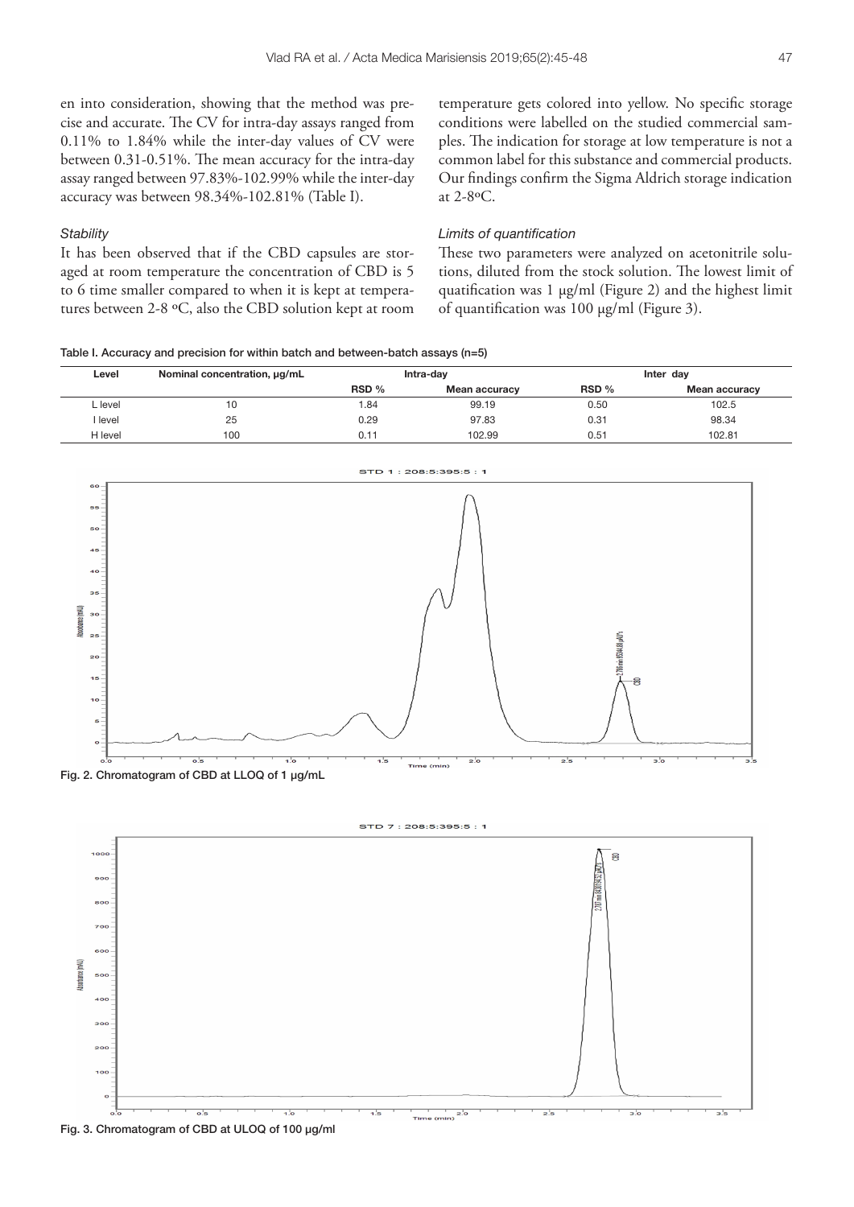en into consideration, showing that the method was precise and accurate. The CV for intra-day assays ranged from 0.11% to 1.84% while the inter-day values of CV were between 0.31-0.51%. The mean accuracy for the intra-day assay ranged between 97.83%-102.99% while the inter-day accuracy was between 98.34%-102.81% (Table I).

### *Stability*

It has been observed that if the CBD capsules are storaged at room temperature the concentration of CBD is 5 to 6 time smaller compared to when it is kept at temperatures between 2-8 ºC, also the CBD solution kept at room temperature gets colored into yellow. No specific storage conditions were labelled on the studied commercial samples. The indication for storage at low temperature is not a common label for this substance and commercial products. Our findings confirm the Sigma Aldrich storage indication at 2-8ºC.

### *Limits of quantification*

These two parameters were analyzed on acetonitrile solutions, diluted from the stock solution. The lowest limit of quatification was 1 µg/ml (Figure 2) and the highest limit of quantification was 100 µg/ml (Figure 3).

**Table I. Accuracy and precision for within batch and between-batch assays (n=5)**

| Level | Nominal concentration, µg/mL | Intra-day | | Inter day | |
|---|---|---|---|---|---|
| | | RSD % | Mean accuracy | RSD % | Mean accuracy |
| L level | 10 | 1.84 | 99.19 | 0.50 | 102.5 |
| I level | 25 | 0.29 | 97.83 | 0.31 | 98.34 |
| H level | 100 | 0.11 | 102.99 | 0.51 | 102.81 |

**Fig. 2. Chromatogram of CBD at LLOQ of 1 µg/mL**

**Fig. 3. Chromatogram of CBD at ULOQ of 100 µg/ml**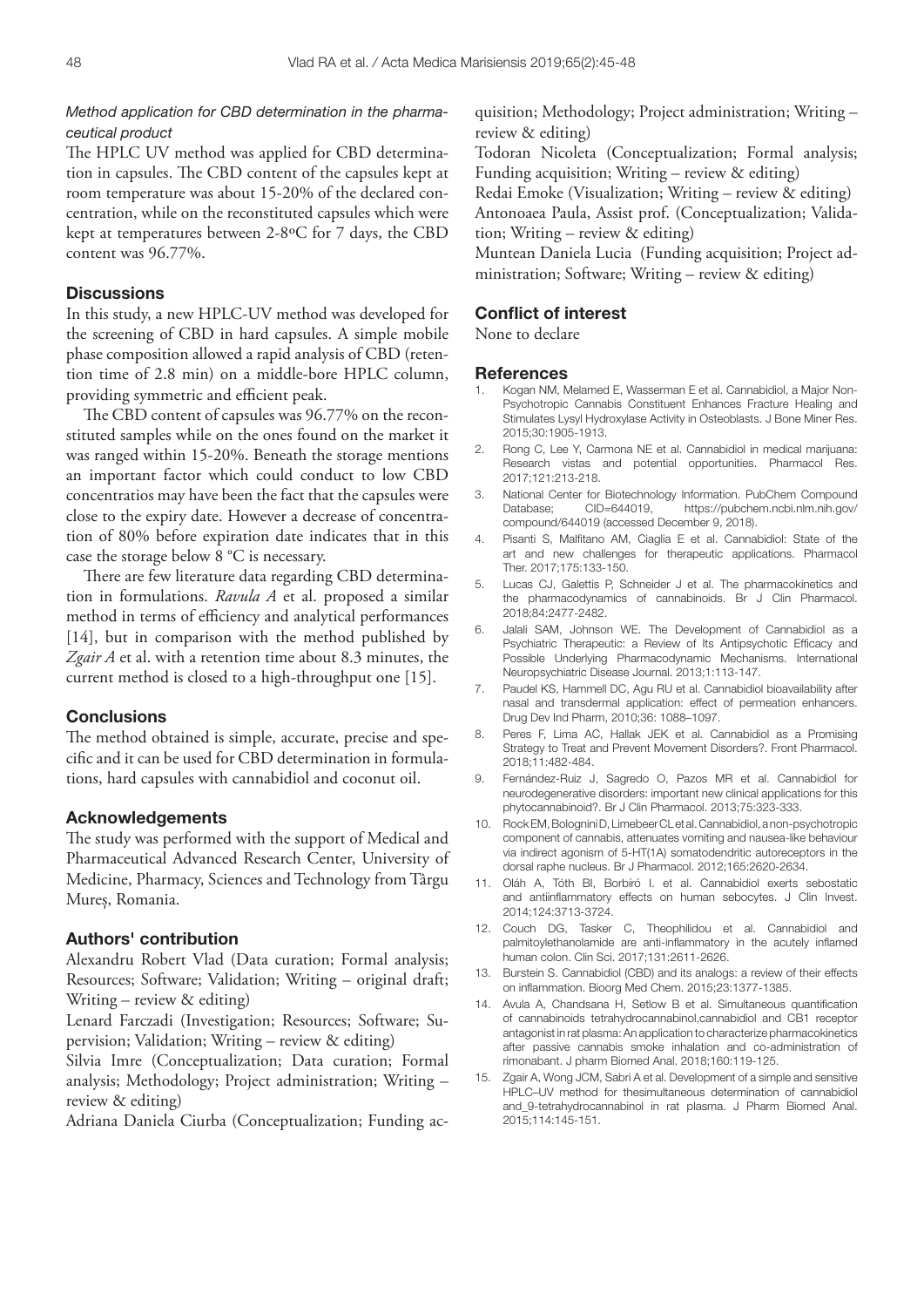*Method application for CBD determination in the pharmaceutical product*

The HPLC UV method was applied for CBD determination in capsules. The CBD content of the capsules kept at room temperature was about 15-20% of the declared concentration, while on the reconstituted capsules which were kept at temperatures between 2-8ºC for 7 days, the CBD content was 96.77%.

## Discussions

In this study, a new HPLC-UV method was developed for the screening of CBD in hard capsules. A simple mobile phase composition allowed a rapid analysis of CBD (retention time of 2.8 min) on a middle-bore HPLC column, providing symmetric and efficient peak.

The CBD content of capsules was 96.77% on the reconstituted samples while on the ones found on the market it was ranged within 15-20%. Beneath the storage mentions an important factor which could conduct to low CBD concentratios may have been the fact that the capsules were close to the expiry date. However a decrease of concentration of 80% before expiration date indicates that in this case the storage below 8 °C is necessary.

There are few literature data regarding CBD determination in formulations. *Ravula A* et al. proposed a similar method in terms of efficiency and analytical performances [14], but in comparison with the method published by *Zgair A* et al. with a retention time about 8.3 minutes, the current method is closed to a high-throughput one [15].

## Conclusions

The method obtained is simple, accurate, precise and specific and it can be used for CBD determination in formulations, hard capsules with cannabidiol and coconut oil.

## Acknowledgements

The study was performed with the support of Medical and Pharmaceutical Advanced Research Center, University of Medicine, Pharmacy, Sciences and Technology from Târgu Mureş, Romania.

## Authors' contribution

Alexandru Robert Vlad (Data curation; Formal analysis; Resources; Software; Validation; Writing – original draft; Writing – review & editing)

Lenard Farczadi (Investigation; Resources; Software; Supervision; Validation; Writing – review & editing)

Silvia Imre (Conceptualization; Data curation; Formal analysis; Methodology; Project administration; Writing – review & editing)

Adriana Daniela Ciurba (Conceptualization; Funding acquisition; Methodology; Project administration; Writing – review & editing)

Todoran Nicoleta (Conceptualization; Formal analysis; Funding acquisition; Writing – review & editing)

Redai Emoke (Visualization; Writing – review & editing)

Antonoaea Paula, Assist prof. (Conceptualization; Validation; Writing – review & editing)

Muntean Daniela Lucia (Funding acquisition; Project administration; Software; Writing – review & editing)

## Conflict of interest

None to declare

## References

1. Kogan NM, Melamed E, Wasserman E et al. Cannabidiol, a Major Non-Psychotropic Cannabis Constituent Enhances Fracture Healing and Stimulates Lysyl Hydroxylase Activity in Osteoblasts. J Bone Miner Res. 2015;30:1905-1913.
2. Rong C, Lee Y, Carmona NE et al. Cannabidiol in medical marijuana: Research vistas and potential opportunities. Pharmacol Res. 2017;121:213-218.
3. National Center for Biotechnology Information. PubChem Compound Database; CID=644019, https://pubchem.ncbi.nlm.nih.gov/compound/644019 (accessed December 9, 2018).
4. Pisanti S, Malfitano AM, Ciaglia E et al. Cannabidiol: State of the art and new challenges for therapeutic applications. Pharmacol Ther. 2017;175:133-150.
5. Lucas CJ, Galettis P, Schneider J et al. The pharmacokinetics and the pharmacodynamics of cannabinoids. Br J Clin Pharmacol. 2018;84:2477-2482.
6. Jalali SAM, Johnson WE. The Development of Cannabidiol as a Psychiatric Therapeutic: a Review of Its Antipsychotic Efficacy and Possible Underlying Pharmacodynamic Mechanisms. International Neuropsychiatric Disease Journal. 2013;1:113-147.
7. Paudel KS, Hammell DC, Agu RU et al. Cannabidiol bioavailability after nasal and transdermal application: effect of permeation enhancers. Drug Dev Ind Pharm, 2010;36: 1088–1097.
8. Peres F, Lima AC, Hallak JEK et al. Cannabidiol as a Promising Strategy to Treat and Prevent Movement Disorders?. Front Pharmacol. 2018;11:482-484.
9. Fernández-Ruiz J, Sagredo O, Pazos MR et al. Cannabidiol for neurodegenerative disorders: important new clinical applications for this phytocannabinoid?. Br J Clin Pharmacol. 2013;75:323-333.
10. Rock EM, Bolognini D, Limebeer CL et al. Cannabidiol, a non-psychotropic component of cannabis, attenuates vomiting and nausea-like behaviour via indirect agonism of 5-HT(1A) somatodendritic autoreceptors in the dorsal raphe nucleus. Br J Pharmacol. 2012;165:2620-2634.
11. Oláh A, Tóth BI, Borbíró I. et al. Cannabidiol exerts sebostatic and antiinflammatory effects on human sebocytes. J Clin Invest. 2014;124:3713-3724.
12. Couch DG, Tasker C, Theophilidou et al. Cannabidiol and palmitoylethanolamide are anti-inflammatory in the acutely inflamed human colon. Clin Sci. 2017;131:2611-2626.
13. Burstein S. Cannabidiol (CBD) and its analogs: a review of their effects on inflammation. Bioorg Med Chem. 2015;23:1377-1385.
14. Avula A, Chandsana H, Setlow B et al. Simultaneous quantification of cannabinoids tetrahydrocannabinol,cannabidiol and CB1 receptor antagonist in rat plasma: An application to characterize pharmacokinetics after passive cannabis smoke inhalation and co-administration of rimonabant. J pharm Biomed Anal. 2018;160:119-125.
15. Zgair A, Wong JCM, Sabri A et al. Development of a simple and sensitive HPLC–UV method for thesimultaneous determination of cannabidiol and_9-tetrahydrocannabinol in rat plasma. J Pharm Biomed Anal. 2015;114:145-151.